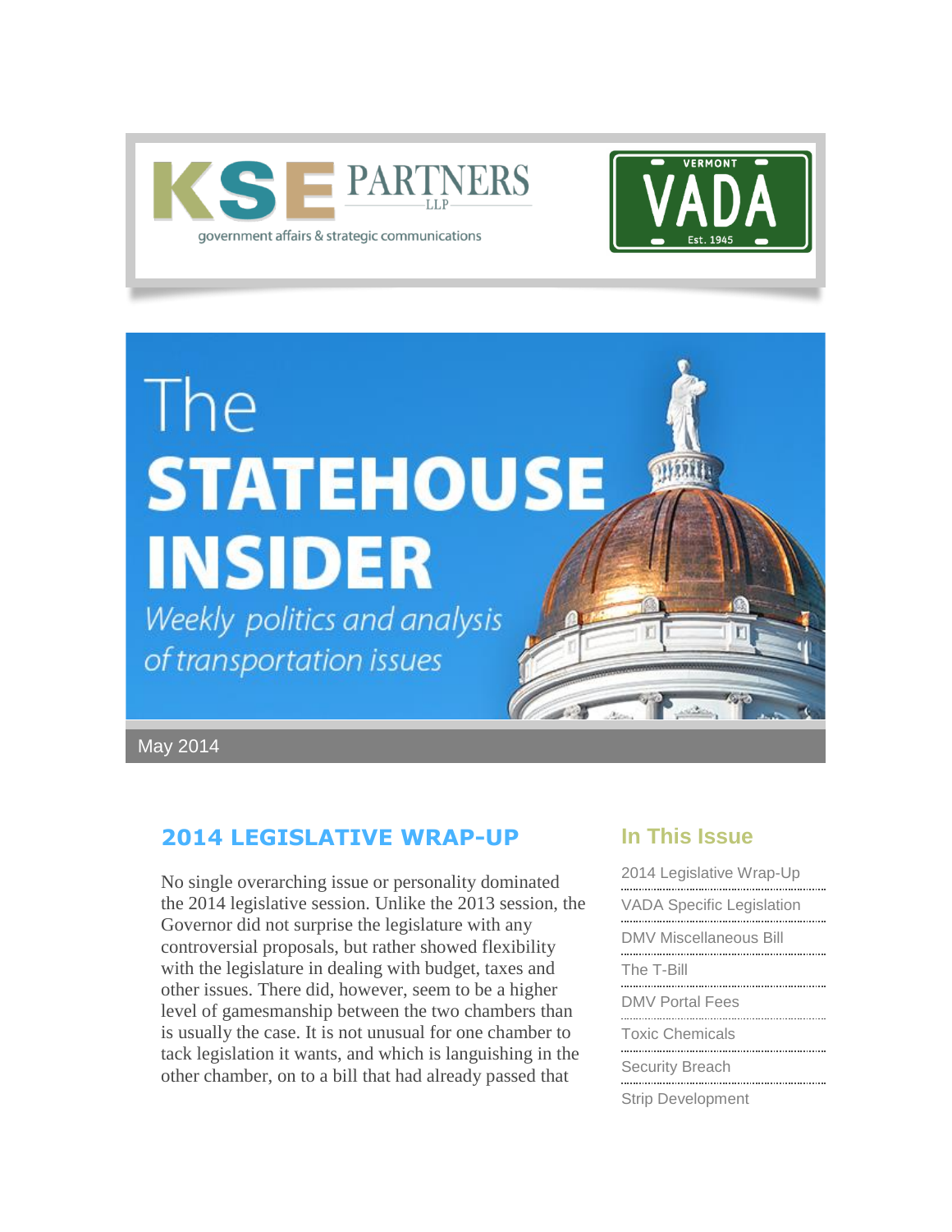KSE PARTNERS LLP
government affairs & strategic communications

VERMONT VADA Est. 1945

# The STATEHOUSE INSIDER

*Weekly politics and analysis of transportation issues*

May 2014

## In This Issue

- 2014 Legislative Wrap-Up
- VADA Specific Legislation
- DMV Miscellaneous Bill
- The T-Bill
- DMV Portal Fees
- Toxic Chemicals
- Security Breach
- Strip Development

## 2014 LEGISLATIVE WRAP-UP

No single overarching issue or personality dominated the 2014 legislative session. Unlike the 2013 session, the Governor did not surprise the legislature with any controversial proposals, but rather showed flexibility with the legislature in dealing with budget, taxes and other issues. There did, however, seem to be a higher level of gamesmanship between the two chambers than is usually the case. It is not unusual for one chamber to tack legislation it wants, and which is languishing in the other chamber, on to a bill that had already passed that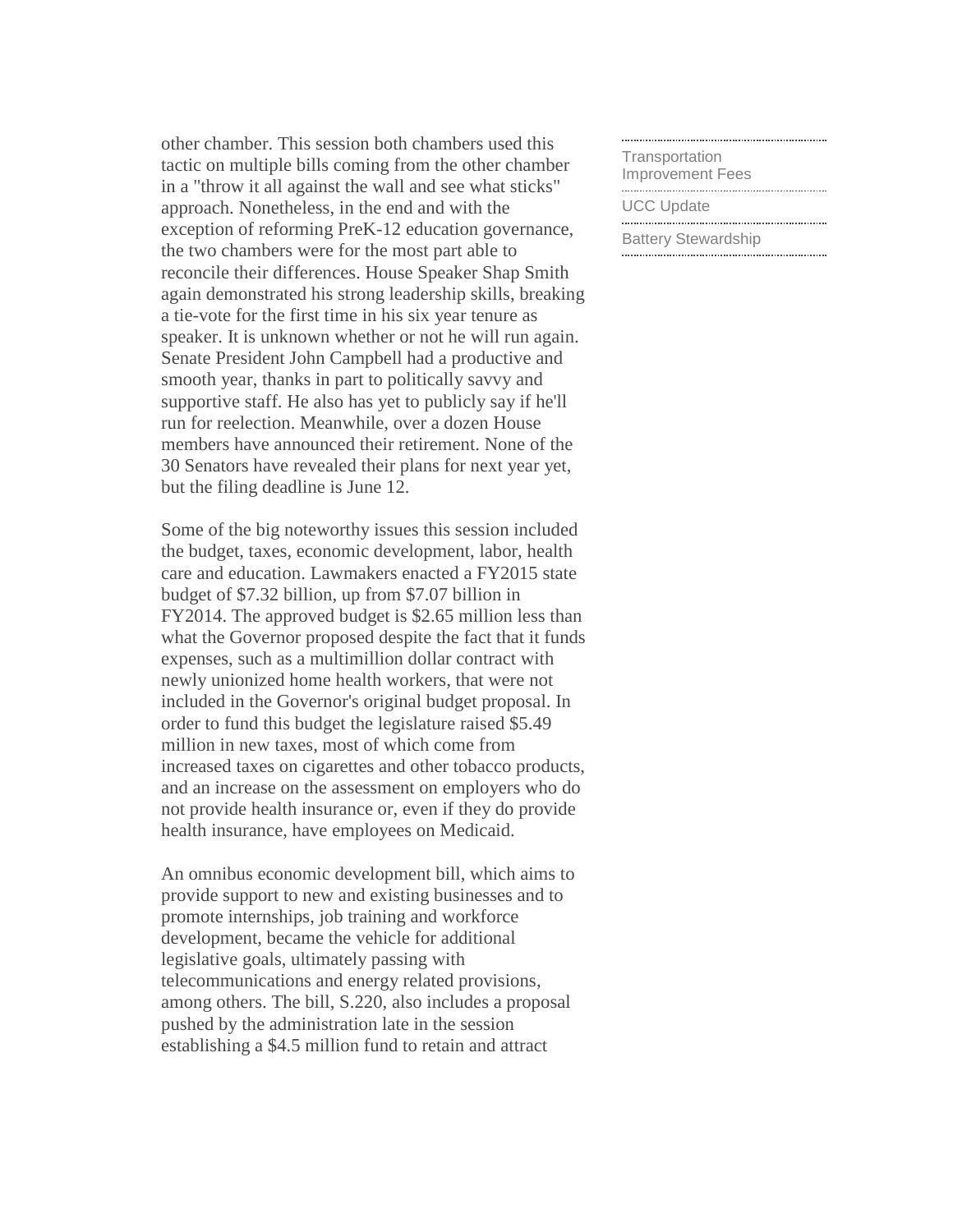other chamber. This session both chambers used this tactic on multiple bills coming from the other chamber in a "throw it all against the wall and see what sticks" approach. Nonetheless, in the end and with the exception of reforming PreK-12 education governance, the two chambers were for the most part able to reconcile their differences. House Speaker Shap Smith again demonstrated his strong leadership skills, breaking a tie-vote for the first time in his six year tenure as speaker. It is unknown whether or not he will run again. Senate President John Campbell had a productive and smooth year, thanks in part to politically savvy and supportive staff. He also has yet to publicly say if he'll run for reelection. Meanwhile, over a dozen House members have announced their retirement. None of the 30 Senators have revealed their plans for next year yet, but the filing deadline is June 12.

Some of the big noteworthy issues this session included the budget, taxes, economic development, labor, health care and education. Lawmakers enacted a FY2015 state budget of $7.32 billion, up from $7.07 billion in FY2014. The approved budget is $2.65 million less than what the Governor proposed despite the fact that it funds expenses, such as a multimillion dollar contract with newly unionized home health workers, that were not included in the Governor's original budget proposal. In order to fund this budget the legislature raised $5.49 million in new taxes, most of which come from increased taxes on cigarettes and other tobacco products, and an increase on the assessment on employers who do not provide health insurance or, even if they do provide health insurance, have employees on Medicaid.

An omnibus economic development bill, which aims to provide support to new and existing businesses and to promote internships, job training and workforce development, became the vehicle for additional legislative goals, ultimately passing with telecommunications and energy related provisions, among others. The bill, S.220, also includes a proposal pushed by the administration late in the session establishing a $4.5 million fund to retain and attract

- Transportation Improvement Fees
- UCC Update
- Battery Stewardship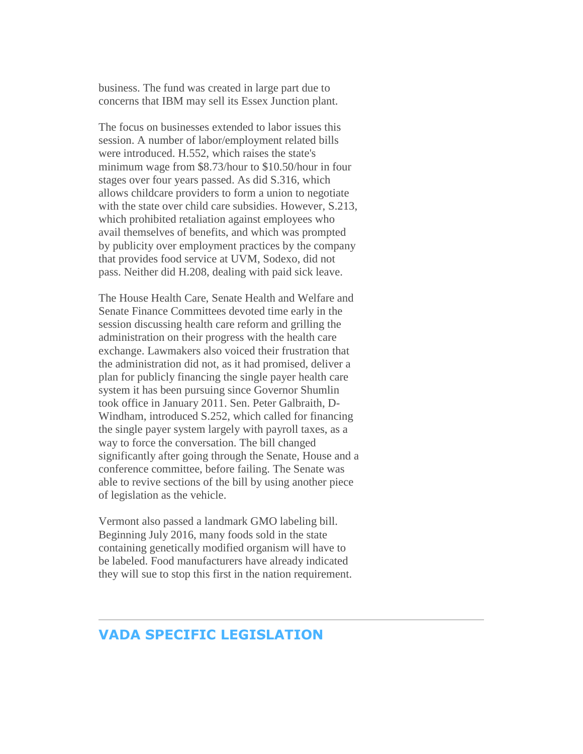business. The fund was created in large part due to concerns that IBM may sell its Essex Junction plant.

The focus on businesses extended to labor issues this session. A number of labor/employment related bills were introduced. H.552, which raises the state's minimum wage from $8.73/hour to $10.50/hour in four stages over four years passed. As did S.316, which allows childcare providers to form a union to negotiate with the state over child care subsidies. However, S.213, which prohibited retaliation against employees who avail themselves of benefits, and which was prompted by publicity over employment practices by the company that provides food service at UVM, Sodexo, did not pass. Neither did H.208, dealing with paid sick leave.

The House Health Care, Senate Health and Welfare and Senate Finance Committees devoted time early in the session discussing health care reform and grilling the administration on their progress with the health care exchange. Lawmakers also voiced their frustration that the administration did not, as it had promised, deliver a plan for publicly financing the single payer health care system it has been pursuing since Governor Shumlin took office in January 2011. Sen. Peter Galbraith, D-Windham, introduced S.252, which called for financing the single payer system largely with payroll taxes, as a way to force the conversation. The bill changed significantly after going through the Senate, House and a conference committee, before failing. The Senate was able to revive sections of the bill by using another piece of legislation as the vehicle.

Vermont also passed a landmark GMO labeling bill. Beginning July 2016, many foods sold in the state containing genetically modified organism will have to be labeled. Food manufacturers have already indicated they will sue to stop this first in the nation requirement.

---

## VADA SPECIFIC LEGISLATION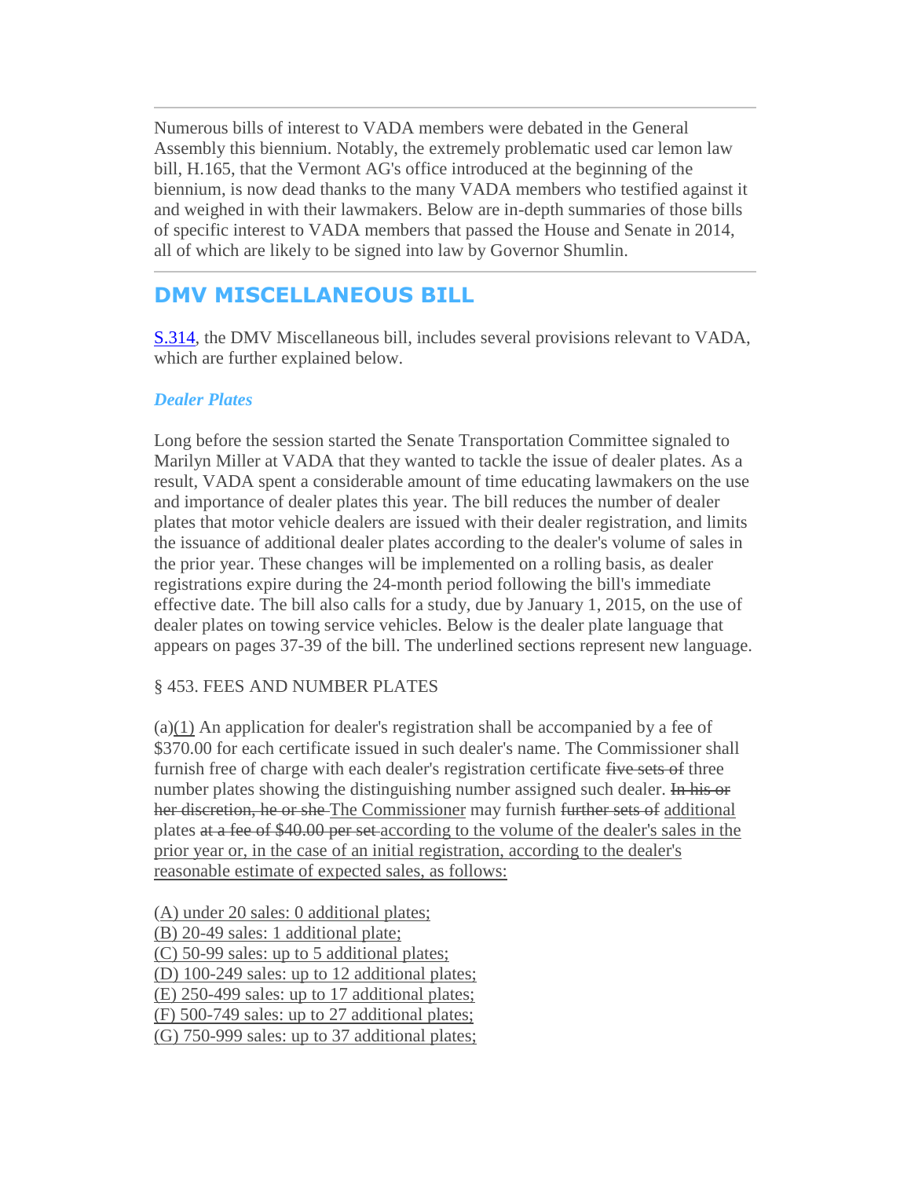---

Numerous bills of interest to VADA members were debated in the General Assembly this biennium. Notably, the extremely problematic used car lemon law bill, H.165, that the Vermont AG's office introduced at the beginning of the biennium, is now dead thanks to the many VADA members who testified against it and weighed in with their lawmakers. Below are in-depth summaries of those bills of specific interest to VADA members that passed the House and Senate in 2014, all of which are likely to be signed into law by Governor Shumlin.

---

## DMV MISCELLANEOUS BILL

S.314, the DMV Miscellaneous bill, includes several provisions relevant to VADA, which are further explained below.

### *Dealer Plates*

Long before the session started the Senate Transportation Committee signaled to Marilyn Miller at VADA that they wanted to tackle the issue of dealer plates. As a result, VADA spent a considerable amount of time educating lawmakers on the use and importance of dealer plates this year. The bill reduces the number of dealer plates that motor vehicle dealers are issued with their dealer registration, and limits the issuance of additional dealer plates according to the dealer's volume of sales in the prior year. These changes will be implemented on a rolling basis, as dealer registrations expire during the 24-month period following the bill's immediate effective date. The bill also calls for a study, due by January 1, 2015, on the use of dealer plates on towing service vehicles. Below is the dealer plate language that appears on pages 37-39 of the bill. The underlined sections represent new language.

§ 453. FEES AND NUMBER PLATES

(a)<u>(1)</u> An application for dealer's registration shall be accompanied by a fee of $370.00 for each certificate issued in such dealer's name. The Commissioner shall furnish free of charge with each dealer's registration certificate ~~five sets of~~ three number plates showing the distinguishing number assigned such dealer. ~~In his or her discretion, he or she~~ <u>The Commissioner</u> may furnish ~~further sets of~~ <u>additional</u> plates ~~at a fee of $40.00 per set~~ <u>according to the volume of the dealer's sales in the prior year or, in the case of an initial registration, according to the dealer's reasonable estimate of expected sales, as follows:</u>

<u>(A) under 20 sales: 0 additional plates;</u>
<u>(B) 20-49 sales: 1 additional plate;</u>
<u>(C) 50-99 sales: up to 5 additional plates;</u>
<u>(D) 100-249 sales: up to 12 additional plates;</u>
<u>(E) 250-499 sales: up to 17 additional plates;</u>
<u>(F) 500-749 sales: up to 27 additional plates;</u>
<u>(G) 750-999 sales: up to 37 additional plates;</u>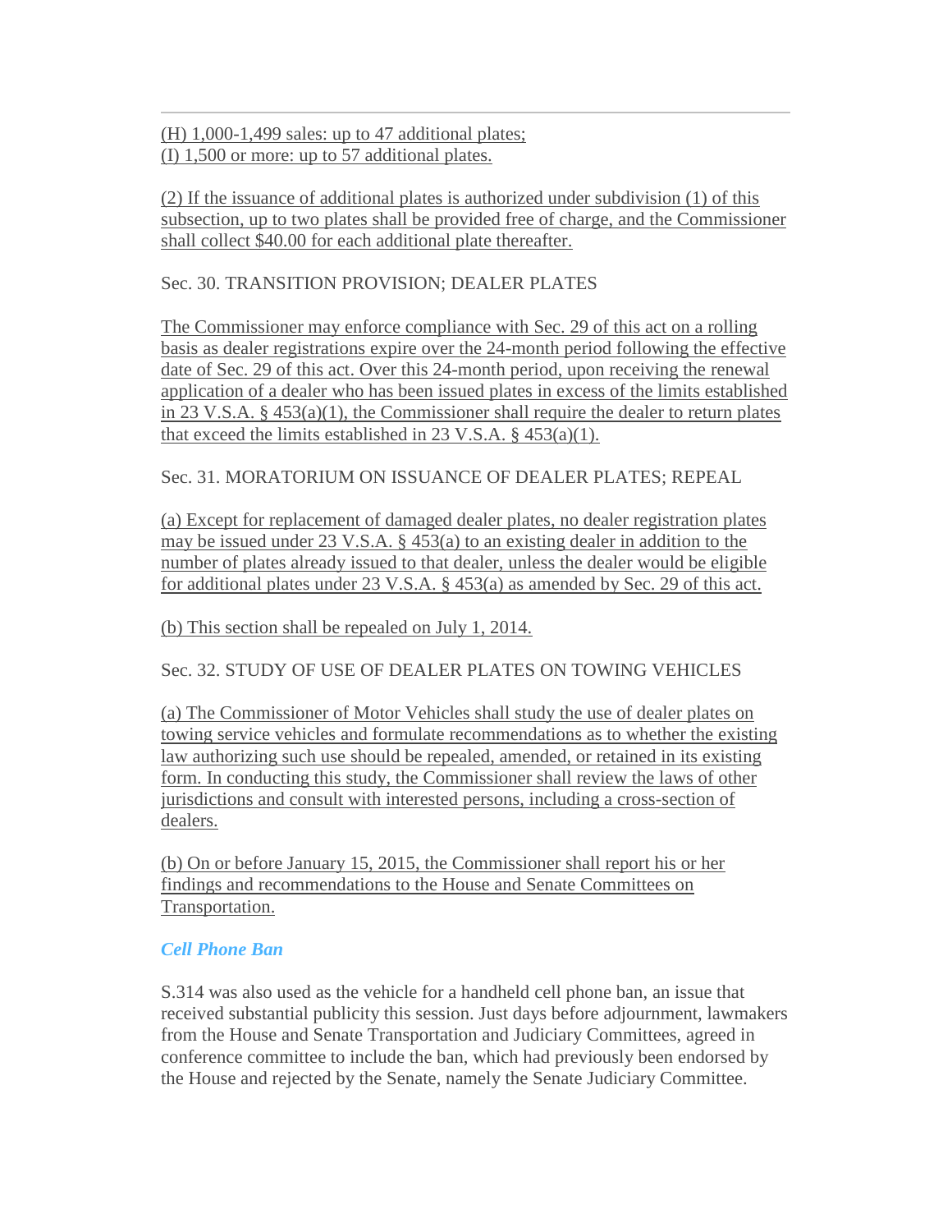(H) 1,000-1,499 sales: up to 47 additional plates;
(I) 1,500 or more: up to 57 additional plates.

(2) If the issuance of additional plates is authorized under subdivision (1) of this subsection, up to two plates shall be provided free of charge, and the Commissioner shall collect $40.00 for each additional plate thereafter.

Sec. 30. TRANSITION PROVISION; DEALER PLATES

The Commissioner may enforce compliance with Sec. 29 of this act on a rolling basis as dealer registrations expire over the 24-month period following the effective date of Sec. 29 of this act. Over this 24-month period, upon receiving the renewal application of a dealer who has been issued plates in excess of the limits established in 23 V.S.A. § 453(a)(1), the Commissioner shall require the dealer to return plates that exceed the limits established in 23 V.S.A. § 453(a)(1).

Sec. 31. MORATORIUM ON ISSUANCE OF DEALER PLATES; REPEAL

(a) Except for replacement of damaged dealer plates, no dealer registration plates may be issued under 23 V.S.A. § 453(a) to an existing dealer in addition to the number of plates already issued to that dealer, unless the dealer would be eligible for additional plates under 23 V.S.A. § 453(a) as amended by Sec. 29 of this act.

(b) This section shall be repealed on July 1, 2014.

Sec. 32. STUDY OF USE OF DEALER PLATES ON TOWING VEHICLES

(a) The Commissioner of Motor Vehicles shall study the use of dealer plates on towing service vehicles and formulate recommendations as to whether the existing law authorizing such use should be repealed, amended, or retained in its existing form. In conducting this study, the Commissioner shall review the laws of other jurisdictions and consult with interested persons, including a cross-section of dealers.

(b) On or before January 15, 2015, the Commissioner shall report his or her findings and recommendations to the House and Senate Committees on Transportation.

### *Cell Phone Ban*

S.314 was also used as the vehicle for a handheld cell phone ban, an issue that received substantial publicity this session. Just days before adjournment, lawmakers from the House and Senate Transportation and Judiciary Committees, agreed in conference committee to include the ban, which had previously been endorsed by the House and rejected by the Senate, namely the Senate Judiciary Committee.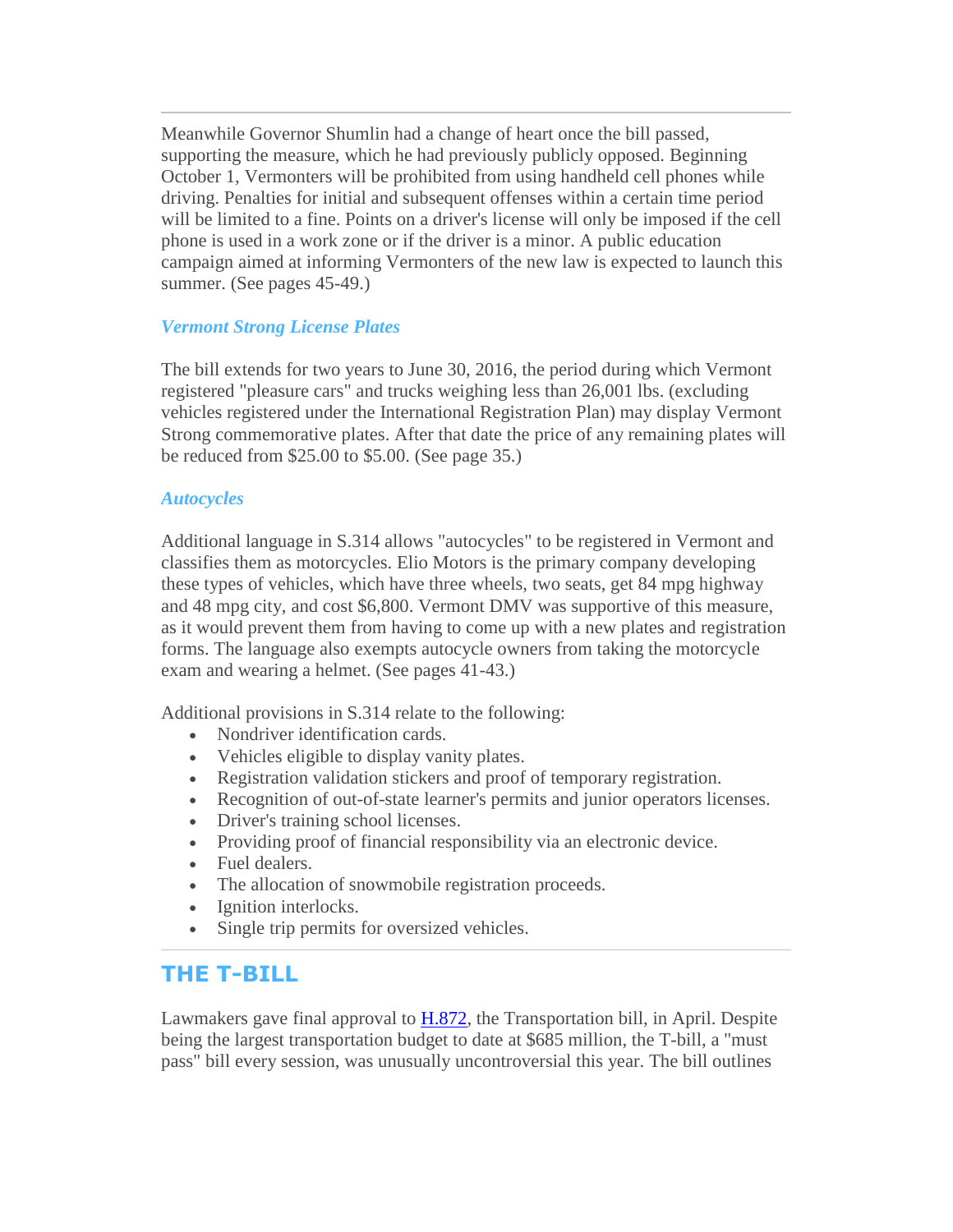---

Meanwhile Governor Shumlin had a change of heart once the bill passed, supporting the measure, which he had previously publicly opposed. Beginning October 1, Vermonters will be prohibited from using handheld cell phones while driving. Penalties for initial and subsequent offenses within a certain time period will be limited to a fine. Points on a driver's license will only be imposed if the cell phone is used in a work zone or if the driver is a minor. A public education campaign aimed at informing Vermonters of the new law is expected to launch this summer. (See pages 45-49.)

### *Vermont Strong License Plates*

The bill extends for two years to June 30, 2016, the period during which Vermont registered "pleasure cars" and trucks weighing less than 26,001 lbs. (excluding vehicles registered under the International Registration Plan) may display Vermont Strong commemorative plates. After that date the price of any remaining plates will be reduced from $25.00 to $5.00. (See page 35.)

### *Autocycles*

Additional language in S.314 allows "autocycles" to be registered in Vermont and classifies them as motorcycles. Elio Motors is the primary company developing these types of vehicles, which have three wheels, two seats, get 84 mpg highway and 48 mpg city, and cost $6,800. Vermont DMV was supportive of this measure, as it would prevent them from having to come up with a new plates and registration forms. The language also exempts autocycle owners from taking the motorcycle exam and wearing a helmet. (See pages 41-43.)

Additional provisions in S.314 relate to the following:

- Nondriver identification cards.
- Vehicles eligible to display vanity plates.
- Registration validation stickers and proof of temporary registration.
- Recognition of out-of-state learner's permits and junior operators licenses.
- Driver's training school licenses.
- Providing proof of financial responsibility via an electronic device.
- Fuel dealers.
- The allocation of snowmobile registration proceeds.
- Ignition interlocks.
- Single trip permits for oversized vehicles.

---

## THE T-BILL

Lawmakers gave final approval to H.872, the Transportation bill, in April. Despite being the largest transportation budget to date at $685 million, the T-bill, a "must pass" bill every session, was unusually uncontroversial this year. The bill outlines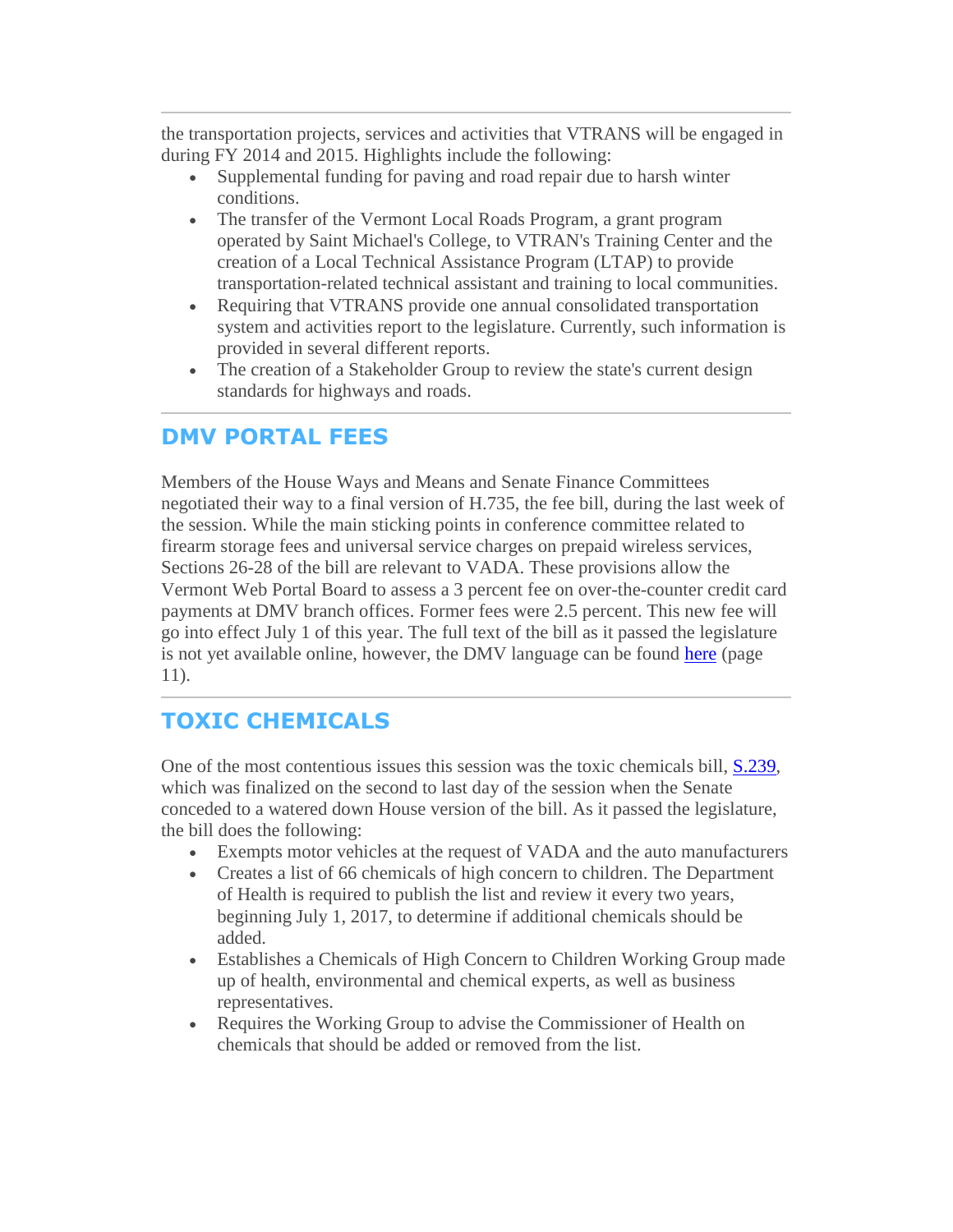---

the transportation projects, services and activities that VTRANS will be engaged in during FY 2014 and 2015. Highlights include the following:

- Supplemental funding for paving and road repair due to harsh winter conditions.
- The transfer of the Vermont Local Roads Program, a grant program operated by Saint Michael's College, to VTRAN's Training Center and the creation of a Local Technical Assistance Program (LTAP) to provide transportation-related technical assistant and training to local communities.
- Requiring that VTRANS provide one annual consolidated transportation system and activities report to the legislature. Currently, such information is provided in several different reports.
- The creation of a Stakeholder Group to review the state's current design standards for highways and roads.

---

## DMV PORTAL FEES

Members of the House Ways and Means and Senate Finance Committees negotiated their way to a final version of H.735, the fee bill, during the last week of the session. While the main sticking points in conference committee related to firearm storage fees and universal service charges on prepaid wireless services, Sections 26-28 of the bill are relevant to VADA. These provisions allow the Vermont Web Portal Board to assess a 3 percent fee on over-the-counter credit card payments at DMV branch offices. Former fees were 2.5 percent. This new fee will go into effect July 1 of this year. The full text of the bill as it passed the legislature is not yet available online, however, the DMV language can be found here (page 11).

---

## TOXIC CHEMICALS

One of the most contentious issues this session was the toxic chemicals bill, S.239, which was finalized on the second to last day of the session when the Senate conceded to a watered down House version of the bill. As it passed the legislature, the bill does the following:

- Exempts motor vehicles at the request of VADA and the auto manufacturers
- Creates a list of 66 chemicals of high concern to children. The Department of Health is required to publish the list and review it every two years, beginning July 1, 2017, to determine if additional chemicals should be added.
- Establishes a Chemicals of High Concern to Children Working Group made up of health, environmental and chemical experts, as well as business representatives.
- Requires the Working Group to advise the Commissioner of Health on chemicals that should be added or removed from the list.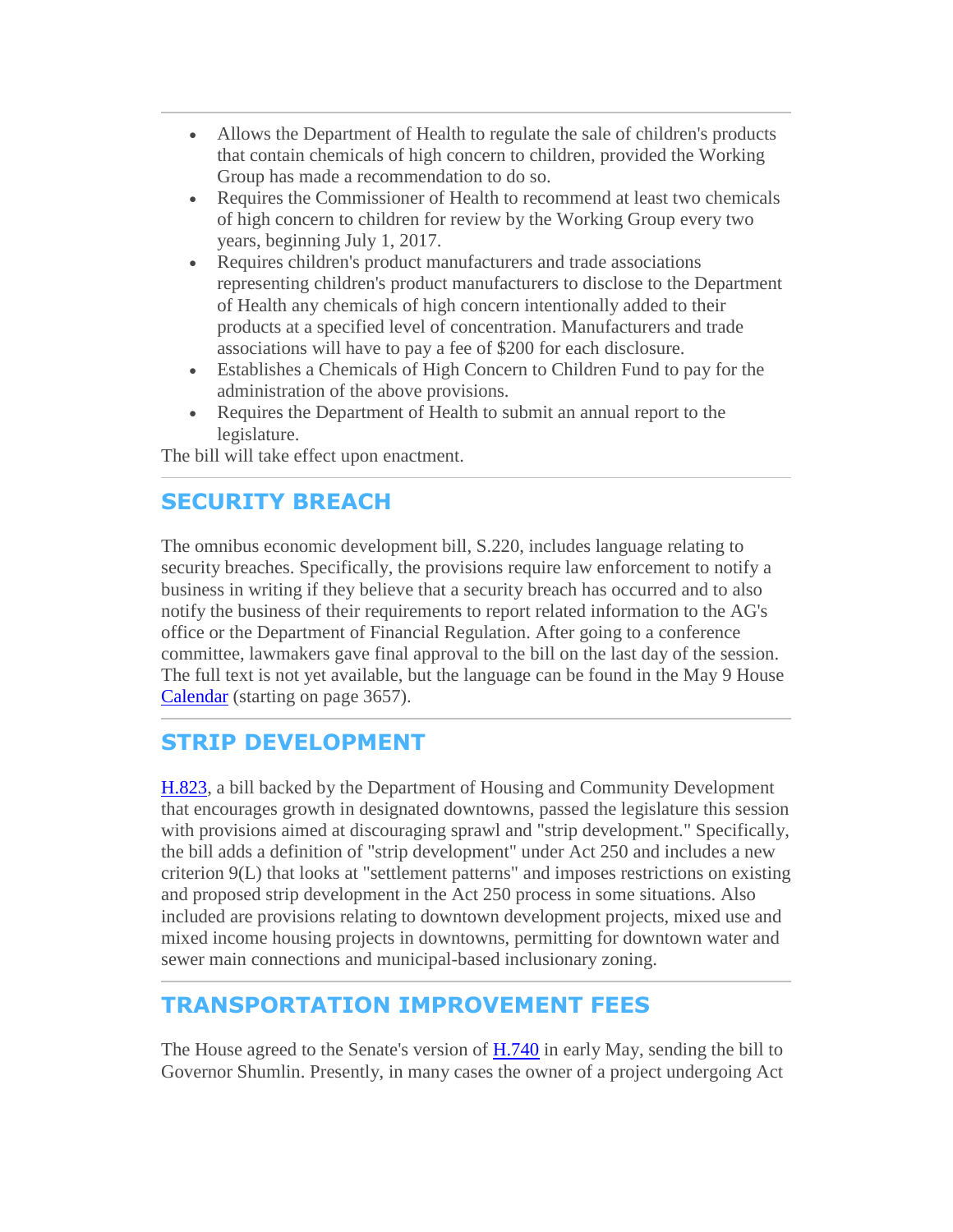- Allows the Department of Health to regulate the sale of children's products that contain chemicals of high concern to children, provided the Working Group has made a recommendation to do so.
- Requires the Commissioner of Health to recommend at least two chemicals of high concern to children for review by the Working Group every two years, beginning July 1, 2017.
- Requires children's product manufacturers and trade associations representing children's product manufacturers to disclose to the Department of Health any chemicals of high concern intentionally added to their products at a specified level of concentration. Manufacturers and trade associations will have to pay a fee of $200 for each disclosure.
- Establishes a Chemicals of High Concern to Children Fund to pay for the administration of the above provisions.
- Requires the Department of Health to submit an annual report to the legislature.

The bill will take effect upon enactment.

## SECURITY BREACH

The omnibus economic development bill, S.220, includes language relating to security breaches. Specifically, the provisions require law enforcement to notify a business in writing if they believe that a security breach has occurred and to also notify the business of their requirements to report related information to the AG's office or the Department of Financial Regulation. After going to a conference committee, lawmakers gave final approval to the bill on the last day of the session. The full text is not yet available, but the language can be found in the May 9 House Calendar (starting on page 3657).

## STRIP DEVELOPMENT

H.823, a bill backed by the Department of Housing and Community Development that encourages growth in designated downtowns, passed the legislature this session with provisions aimed at discouraging sprawl and "strip development." Specifically, the bill adds a definition of "strip development" under Act 250 and includes a new criterion 9(L) that looks at "settlement patterns" and imposes restrictions on existing and proposed strip development in the Act 250 process in some situations. Also included are provisions relating to downtown development projects, mixed use and mixed income housing projects in downtowns, permitting for downtown water and sewer main connections and municipal-based inclusionary zoning.

## TRANSPORTATION IMPROVEMENT FEES

The House agreed to the Senate's version of H.740 in early May, sending the bill to Governor Shumlin. Presently, in many cases the owner of a project undergoing Act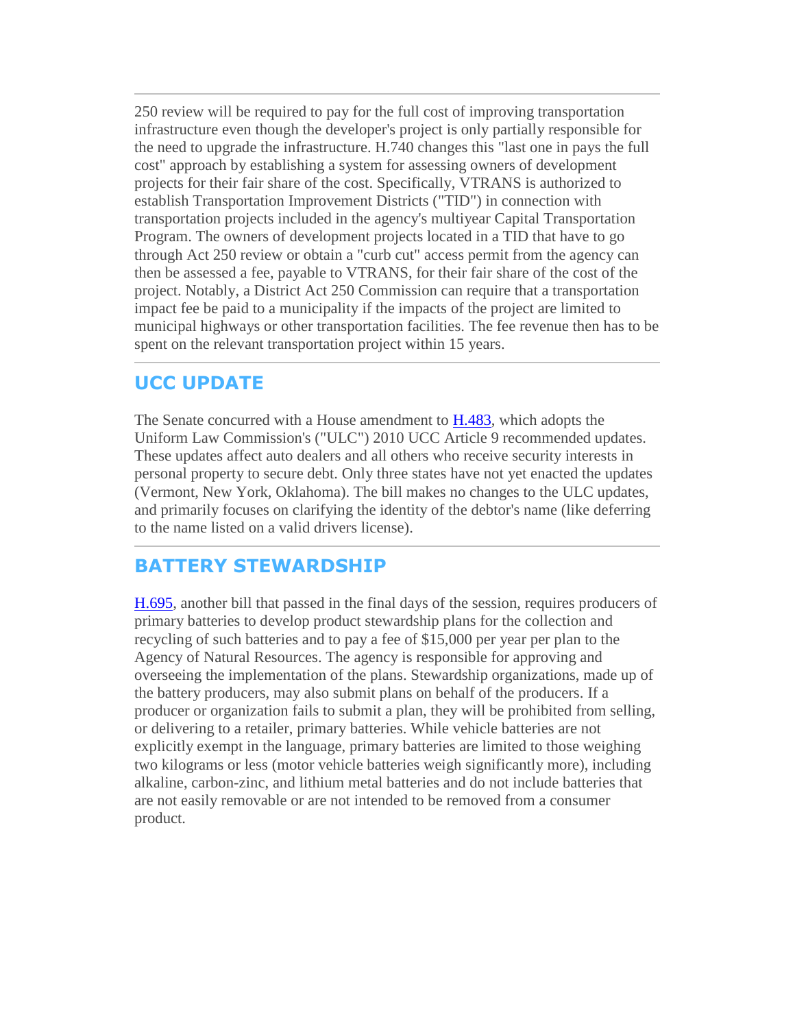250 review will be required to pay for the full cost of improving transportation infrastructure even though the developer's project is only partially responsible for the need to upgrade the infrastructure. H.740 changes this "last one in pays the full cost" approach by establishing a system for assessing owners of development projects for their fair share of the cost. Specifically, VTRANS is authorized to establish Transportation Improvement Districts ("TID") in connection with transportation projects included in the agency's multiyear Capital Transportation Program. The owners of development projects located in a TID that have to go through Act 250 review or obtain a "curb cut" access permit from the agency can then be assessed a fee, payable to VTRANS, for their fair share of the cost of the project. Notably, a District Act 250 Commission can require that a transportation impact fee be paid to a municipality if the impacts of the project are limited to municipal highways or other transportation facilities. The fee revenue then has to be spent on the relevant transportation project within 15 years.

## UCC UPDATE

The Senate concurred with a House amendment to H.483, which adopts the Uniform Law Commission's ("ULC") 2010 UCC Article 9 recommended updates. These updates affect auto dealers and all others who receive security interests in personal property to secure debt. Only three states have not yet enacted the updates (Vermont, New York, Oklahoma). The bill makes no changes to the ULC updates, and primarily focuses on clarifying the identity of the debtor's name (like deferring to the name listed on a valid drivers license).

## BATTERY STEWARDSHIP

H.695, another bill that passed in the final days of the session, requires producers of primary batteries to develop product stewardship plans for the collection and recycling of such batteries and to pay a fee of $15,000 per year per plan to the Agency of Natural Resources. The agency is responsible for approving and overseeing the implementation of the plans. Stewardship organizations, made up of the battery producers, may also submit plans on behalf of the producers. If a producer or organization fails to submit a plan, they will be prohibited from selling, or delivering to a retailer, primary batteries. While vehicle batteries are not explicitly exempt in the language, primary batteries are limited to those weighing two kilograms or less (motor vehicle batteries weigh significantly more), including alkaline, carbon-zinc, and lithium metal batteries and do not include batteries that are not easily removable or are not intended to be removed from a consumer product.